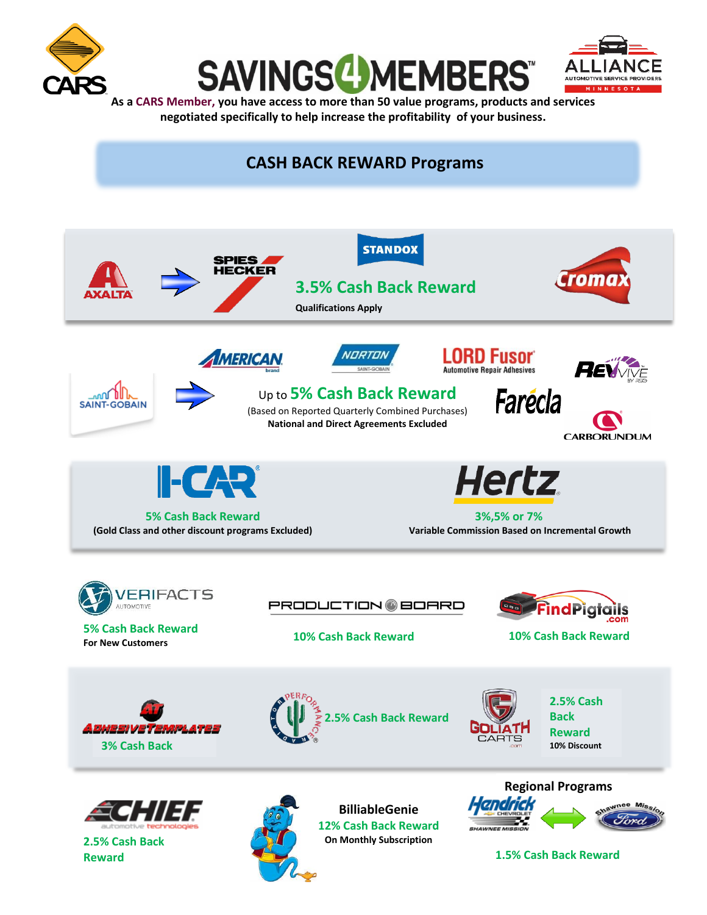# SAVINGS4MEMBERS™

As a **CARS Member**, you have access to more than 50 value programs, products and services negotiated specifically to help increase the profitability of your business.

## CASH BACK REWARD Programs

**AXALTA → SPIES HECKER, STANDOX, Cromax**

**3.5% Cash Back Reward**

**Qualifications Apply**

**SAINT-GOBAIN → AMERICAN brand, NORTON, LORD Fusor Automotive Repair Adhesives, REVIVE by RSG, Farécla, CARBORUNDUM**

Up to **5% Cash Back Reward**

(Based on Reported Quarterly Combined Purchases)

**National and Direct Agreements Excluded**

**I-CAR**

**5% Cash Back Reward**

**(Gold Class and other discount programs Excluded)**

**Hertz**

**3%,5% or 7%**

**Variable Commission Based on Incremental Growth**

**VERIFACTS AUTOMOTIVE**

**5% Cash Back Reward**

**For New Customers**

**PRODUCTION BOARD**

**10% Cash Back Reward**

**FindPigtails.com**

**10% Cash Back Reward**

**Adhesive Templates**

**3% Cash Back**

**Performance Radiator**

**2.5% Cash Back Reward**

**Goliath Carts**

**2.5% Cash Back Reward**

**10% Discount**

**CHIEF automotive technologies**

**2.5% Cash Back Reward**

**BilliableGenie**

**12% Cash Back Reward**

**On Monthly Subscription**

**Regional Programs**

**Hendrick Chevrolet Shawnee Mission ↔ Shawnee Mission Ford**

**1.5% Cash Back Reward**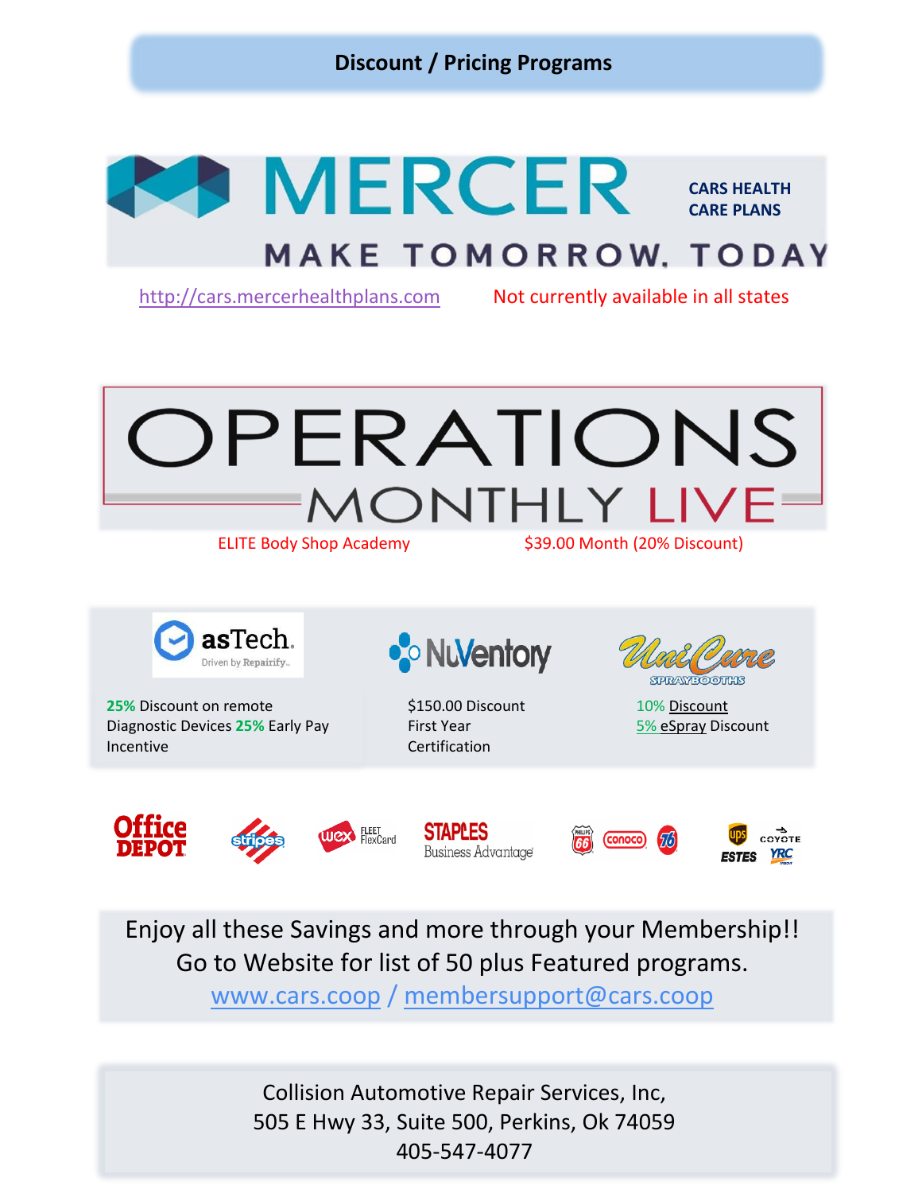# Discount / Pricing Programs

MERCER

MAKE TOMORROW, TODAY

CARS HEALTH CARE PLANS

http://cars.mercerhealthplans.com

Not currently available in all states

OPERATIONS MONTHLY LIVE

ELITE Body Shop Academy

$39.00 Month (20% Discount)

asTech. Driven by Repairify

**25%** Discount on remote Diagnostic Devices **25%** Early Pay Incentive

NuVentory

$150.00 Discount First Year Certification

UniCure SPRAYBOOTHS

10% Discount
5% eSpray Discount

Office DEPOT · stripes · wex FLEET FlexCard · STAPLES Business Advantage · 66 · conoco · 76 · ups · COYOTE · ESTES · YRC

Enjoy all these Savings and more through your Membership!!
Go to Website for list of 50 plus Featured programs.
www.cars.coop / membersupport@cars.coop

Collision Automotive Repair Services, Inc,
505 E Hwy 33, Suite 500, Perkins, Ok 74059
405-547-4077